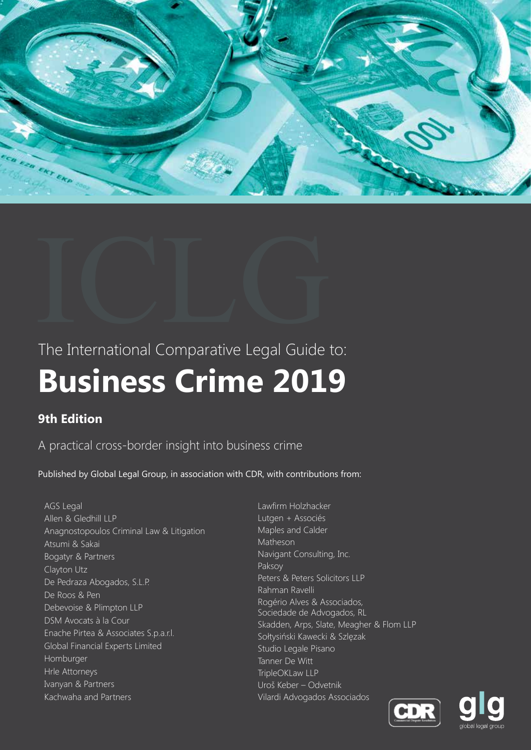ICLG

The International Comparative Legal Guide to:

# Business Crime 2019

## 9th Edition

A practical cross-border insight into business crime

Published by Global Legal Group, in association with CDR, with contributions from:

AGS Legal
Allen & Gledhill LLP
Anagnostopoulos Criminal Law & Litigation
Atsumi & Sakai
Bogatyr & Partners
Clayton Utz
De Pedraza Abogados, S.L.P.
De Roos & Pen
Debevoise & Plimpton LLP
DSM Avocats à la Cour
Enache Pirtea & Associates S.p.a.r.l.
Global Financial Experts Limited
Homburger
Hrle Attorneys
Ivanyan & Partners
Kachwaha and Partners
Lawfirm Holzhacker
Lutgen + Associés
Maples and Calder
Matheson
Navigant Consulting, Inc.
Paksoy
Peters & Peters Solicitors LLP
Rahman Ravelli
Rogério Alves & Associados, Sociedade de Advogados, RL
Skadden, Arps, Slate, Meagher & Flom LLP
Sołtysiński Kawecki & Szlęzak
Studio Legale Pisano
Tanner De Witt
TripleOKLaw LLP
Uroš Keber – Odvetnik
Vilardi Advogados Associados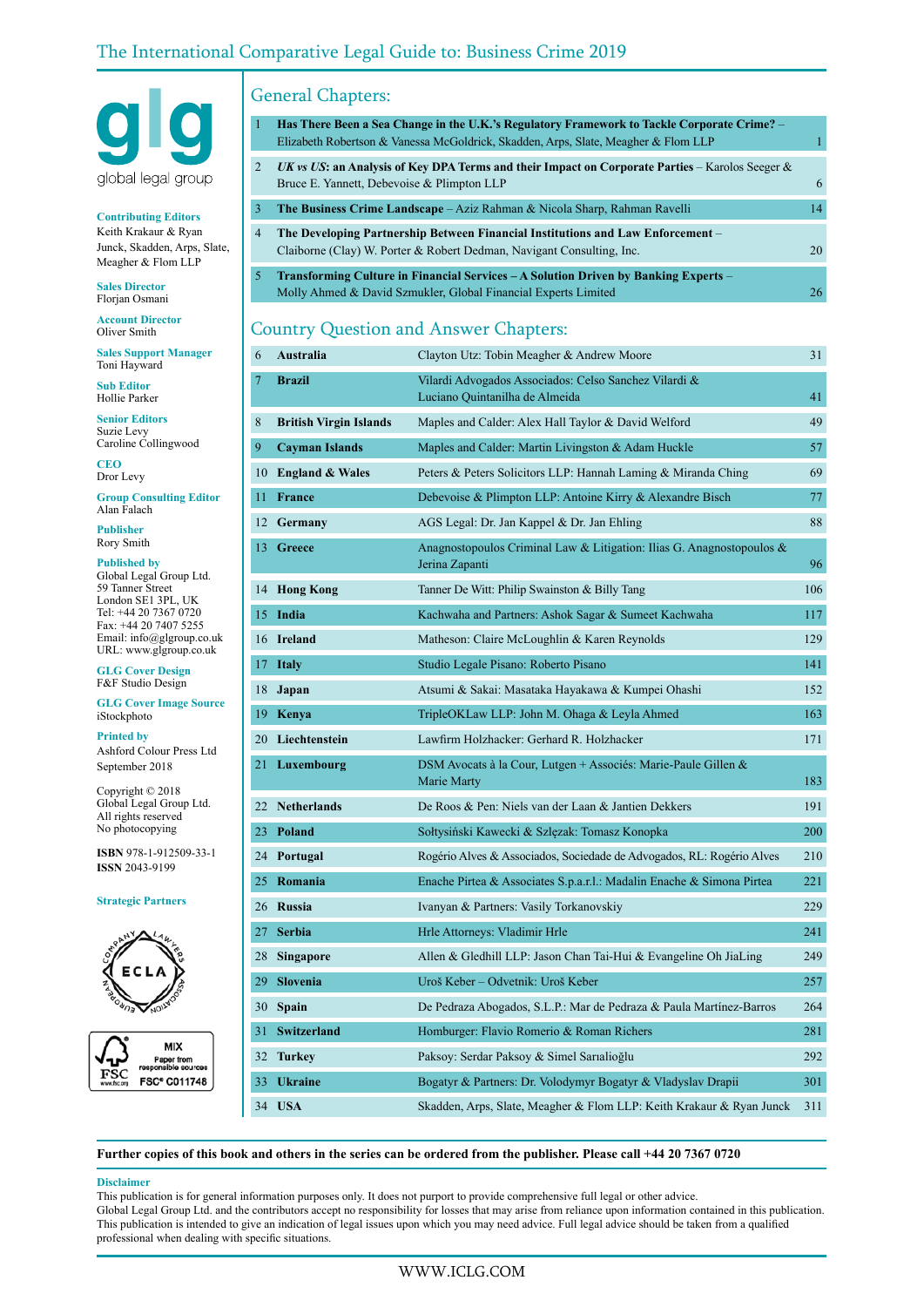# The International Comparative Legal Guide to: Business Crime 2019

glg
global legal group

**Contributing Editors**
Keith Krakaur & Ryan Junck, Skadden, Arps, Slate, Meagher & Flom LLP

**Sales Director**
Florjan Osmani

**Account Director**
Oliver Smith

**Sales Support Manager**
Toni Hayward

**Sub Editor**
Hollie Parker

**Senior Editors**
Suzie Levy
Caroline Collingwood

**CEO**
Dror Levy

**Group Consulting Editor**
Alan Falach

**Publisher**
Rory Smith

**Published by**
Global Legal Group Ltd.
59 Tanner Street
London SE1 3PL, UK
Tel: +44 20 7367 0720
Fax: +44 20 7407 5255
Email: info@glgroup.co.uk
URL: www.glgroup.co.uk

**GLG Cover Design**
F&F Studio Design

**GLG Cover Image Source**
iStockphoto

**Printed by**
Ashford Colour Press Ltd
September 2018

Copyright © 2018
Global Legal Group Ltd.
All rights reserved
No photocopying

**ISBN** 978-1-912509-33-1
**ISSN** 2043-9199

**Strategic Partners**

## General Chapters:

| | | |
|---|---|---|
| 1 | **Has There Been a Sea Change in the U.K.'s Regulatory Framework to Tackle Corporate Crime?** – Elizabeth Robertson & Vanessa McGoldrick, Skadden, Arps, Slate, Meagher & Flom LLP | 1 |
| 2 | ***UK vs US*: an Analysis of Key DPA Terms and their Impact on Corporate Parties** – Karolos Seeger & Bruce E. Yannett, Debevoise & Plimpton LLP | 6 |
| 3 | **The Business Crime Landscape** – Aziz Rahman & Nicola Sharp, Rahman Ravelli | 14 |
| 4 | **The Developing Partnership Between Financial Institutions and Law Enforcement** – Claiborne (Clay) W. Porter & Robert Dedman, Navigant Consulting, Inc. | 20 |
| 5 | **Transforming Culture in Financial Services – A Solution Driven by Banking Experts** – Molly Ahmed & David Szmukler, Global Financial Experts Limited | 26 |

## Country Question and Answer Chapters:

| | | | |
|---|---|---|---|
| 6 | **Australia** | Clayton Utz: Tobin Meagher & Andrew Moore | 31 |
| 7 | **Brazil** | Vilardi Advogados Associados: Celso Sanchez Vilardi & Luciano Quintanilha de Almeida | 41 |
| 8 | **British Virgin Islands** | Maples and Calder: Alex Hall Taylor & David Welford | 49 |
| 9 | **Cayman Islands** | Maples and Calder: Martin Livingston & Adam Huckle | 57 |
| 10 | **England & Wales** | Peters & Peters Solicitors LLP: Hannah Laming & Miranda Ching | 69 |
| 11 | **France** | Debevoise & Plimpton LLP: Antoine Kirry & Alexandre Bisch | 77 |
| 12 | **Germany** | AGS Legal: Dr. Jan Kappel & Dr. Jan Ehling | 88 |
| 13 | **Greece** | Anagnostopoulos Criminal Law & Litigation: Ilias G. Anagnostopoulos & Jerina Zapanti | 96 |
| 14 | **Hong Kong** | Tanner De Witt: Philip Swainston & Billy Tang | 106 |
| 15 | **India** | Kachwaha and Partners: Ashok Sagar & Sumeet Kachwaha | 117 |
| 16 | **Ireland** | Matheson: Claire McLoughlin & Karen Reynolds | 129 |
| 17 | **Italy** | Studio Legale Pisano: Roberto Pisano | 141 |
| 18 | **Japan** | Atsumi & Sakai: Masataka Hayakawa & Kumpei Ohashi | 152 |
| 19 | **Kenya** | TripleOKLaw LLP: John M. Ohaga & Leyla Ahmed | 163 |
| 20 | **Liechtenstein** | Lawfirm Holzhacker: Gerhard R. Holzhacker | 171 |
| 21 | **Luxembourg** | DSM Avocats à la Cour, Lutgen + Associés: Marie-Paule Gillen & Marie Marty | 183 |
| 22 | **Netherlands** | De Roos & Pen: Niels van der Laan & Jantien Dekkers | 191 |
| 23 | **Poland** | Sołtysiński Kawecki & Szlęzak: Tomasz Konopka | 200 |
| 24 | **Portugal** | Rogério Alves & Associados, Sociedade de Advogados, RL: Rogério Alves | 210 |
| 25 | **Romania** | Enache Pirtea & Associates S.p.a.r.l.: Madalin Enache & Simona Pirtea | 221 |
| 26 | **Russia** | Ivanyan & Partners: Vasily Torkanovskiy | 229 |
| 27 | **Serbia** | Hrle Attorneys: Vladimir Hrle | 241 |
| 28 | **Singapore** | Allen & Gledhill LLP: Jason Chan Tai-Hui & Evangeline Oh JiaLing | 249 |
| 29 | **Slovenia** | Uroš Keber – Odvetnik: Uroš Keber | 257 |
| 30 | **Spain** | De Pedraza Abogados, S.L.P.: Mar de Pedraza & Paula Martínez-Barros | 264 |
| 31 | **Switzerland** | Homburger: Flavio Romerio & Roman Richers | 281 |
| 32 | **Turkey** | Paksoy: Serdar Paksoy & Simel Sarıalioğlu | 292 |
| 33 | **Ukraine** | Bogatyr & Partners: Dr. Volodymyr Bogatyr & Vladyslav Drapii | 301 |
| 34 | **USA** | Skadden, Arps, Slate, Meagher & Flom LLP: Keith Krakaur & Ryan Junck | 311 |

**Further copies of this book and others in the series can be ordered from the publisher. Please call +44 20 7367 0720**

**Disclaimer**
This publication is for general information purposes only. It does not purport to provide comprehensive full legal or other advice.
Global Legal Group Ltd. and the contributors accept no responsibility for losses that may arise from reliance upon information contained in this publication.
This publication is intended to give an indication of legal issues upon which you may need advice. Full legal advice should be taken from a qualified professional when dealing with specific situations.

WWW.ICLG.COM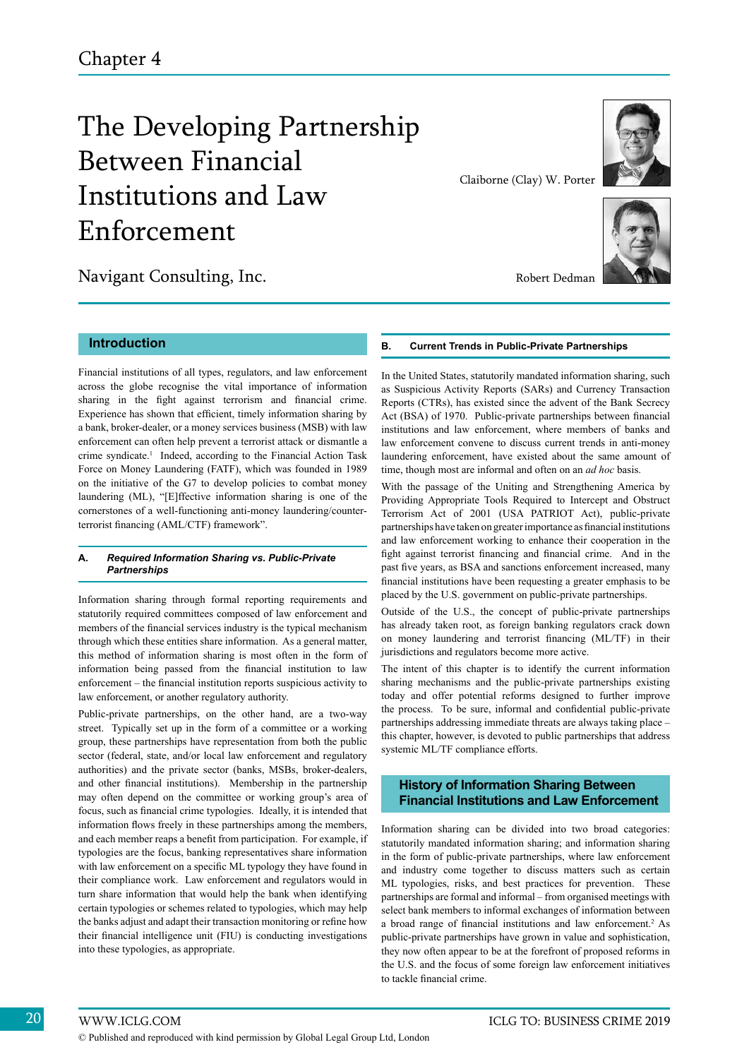Chapter 4

# The Developing Partnership Between Financial Institutions and Law Enforcement

Navigant Consulting, Inc.

Claiborne (Clay) W. Porter

Robert Dedman

## Introduction

Financial institutions of all types, regulators, and law enforcement across the globe recognise the vital importance of information sharing in the fight against terrorism and financial crime. Experience has shown that efficient, timely information sharing by a bank, broker-dealer, or a money services business (MSB) with law enforcement can often help prevent a terrorist attack or dismantle a crime syndicate.[1] Indeed, according to the Financial Action Task Force on Money Laundering (FATF), which was founded in 1989 on the initiative of the G7 to develop policies to combat money laundering (ML), "[E]ffective information sharing is one of the cornerstones of a well-functioning anti-money laundering/counter-terrorist financing (AML/CTF) framework".

### A. *Required Information Sharing vs. Public-Private Partnerships*

Information sharing through formal reporting requirements and statutorily required committees composed of law enforcement and members of the financial services industry is the typical mechanism through which these entities share information. As a general matter, this method of information sharing is most often in the form of information being passed from the financial institution to law enforcement – the financial institution reports suspicious activity to law enforcement, or another regulatory authority.

Public-private partnerships, on the other hand, are a two-way street. Typically set up in the form of a committee or a working group, these partnerships have representation from both the public sector (federal, state, and/or local law enforcement and regulatory authorities) and the private sector (banks, MSBs, broker-dealers, and other financial institutions). Membership in the partnership may often depend on the committee or working group's area of focus, such as financial crime typologies. Ideally, it is intended that information flows freely in these partnerships among the members, and each member reaps a benefit from participation. For example, if typologies are the focus, banking representatives share information with law enforcement on a specific ML typology they have found in their compliance work. Law enforcement and regulators would in turn share information that would help the bank when identifying certain typologies or schemes related to typologies, which may help the banks adjust and adapt their transaction monitoring or refine how their financial intelligence unit (FIU) is conducting investigations into these typologies, as appropriate.

### B. Current Trends in Public-Private Partnerships

In the United States, statutorily mandated information sharing, such as Suspicious Activity Reports (SARs) and Currency Transaction Reports (CTRs), has existed since the advent of the Bank Secrecy Act (BSA) of 1970. Public-private partnerships between financial institutions and law enforcement, where members of banks and law enforcement convene to discuss current trends in anti-money laundering enforcement, have existed for about the same amount of time, though most are informal and often on an *ad hoc* basis.

With the passage of the Uniting and Strengthening America by Providing Appropriate Tools Required to Intercept and Obstruct Terrorism Act of 2001 (USA PATRIOT Act), public-private partnerships have taken on greater importance as financial institutions and law enforcement working to enhance their cooperation in the fight against terrorist financing and financial crime. And in the past five years, as BSA and sanctions enforcement increased, many financial institutions have been requesting a greater emphasis to be placed by the U.S. government on public-private partnerships.

Outside of the U.S., the concept of public-private partnerships has already taken root, as foreign banking regulators crack down on money laundering and terrorist financing (ML/TF) in their jurisdictions and regulators become more active.

The intent of this chapter is to identify the current information sharing mechanisms and the public-private partnerships existing today and offer potential reforms designed to further improve the process. To be sure, informal and confidential public-private partnerships addressing immediate threats are always taking place – this chapter, however, is devoted to public partnerships that address systemic ML/TF compliance efforts.

## History of Information Sharing Between Financial Institutions and Law Enforcement

Information sharing can be divided into two broad categories: statutorily mandated information sharing; and information sharing in the form of public-private partnerships, where law enforcement and industry come together to discuss matters such as certain ML typologies, risks, and best practices for prevention. These partnerships are formal and informal – from organised meetings with select bank members to informal exchanges of information between a broad range of financial institutions and law enforcement.[2] As public-private partnerships have grown in value and sophistication, they now often appear to be at the forefront of proposed reforms in the U.S. and the focus of some foreign law enforcement initiatives to tackle financial crime.

© Published and reproduced with kind permission by Global Legal Group Ltd, London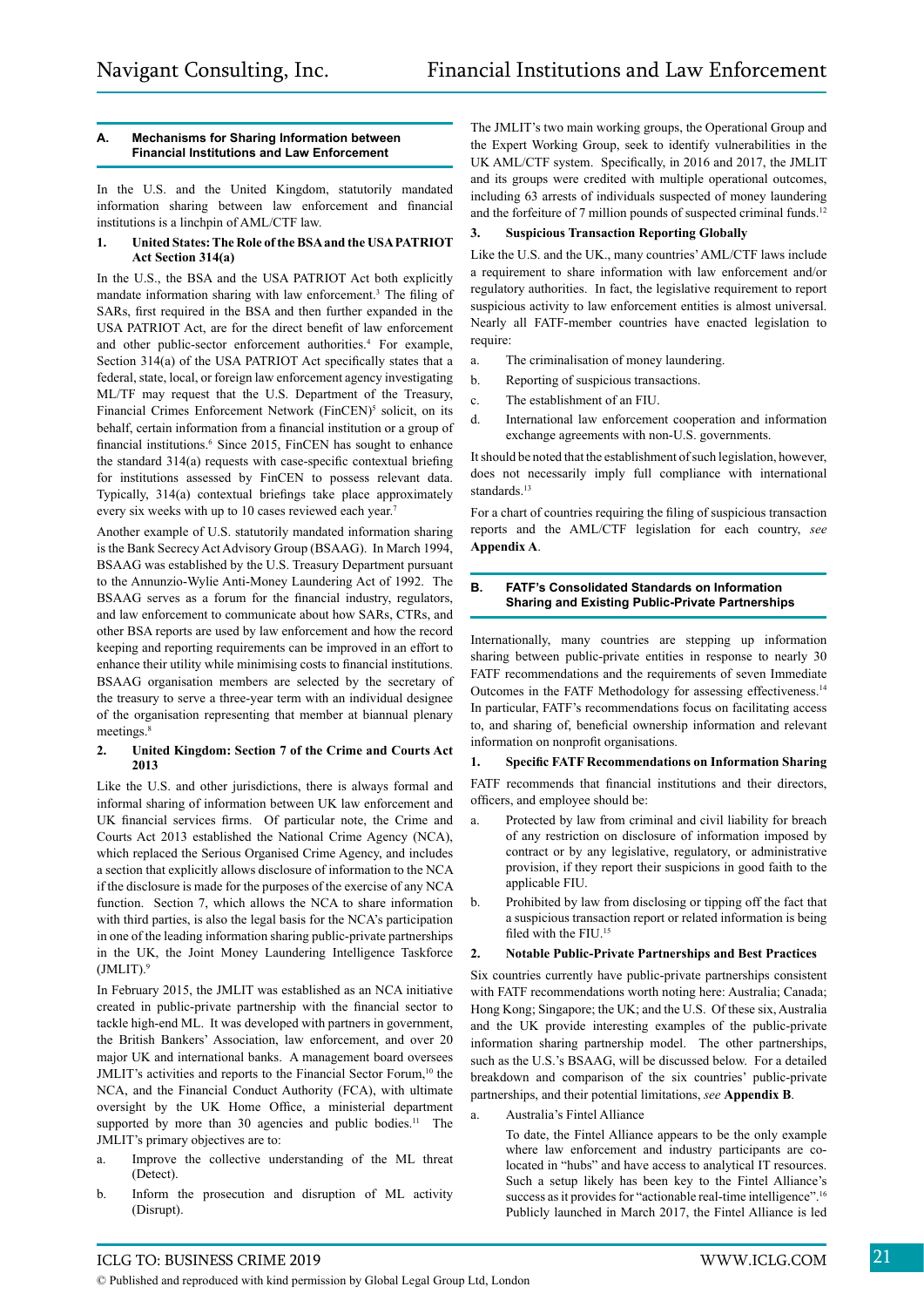## A. Mechanisms for Sharing Information between Financial Institutions and Law Enforcement

In the U.S. and the United Kingdom, statutorily mandated information sharing between law enforcement and financial institutions is a linchpin of AML/CTF law.

### 1. United States: The Role of the BSA and the USA PATRIOT Act Section 314(a)

In the U.S., the BSA and the USA PATRIOT Act both explicitly mandate information sharing with law enforcement.[3] The filing of SARs, first required in the BSA and then further expanded in the USA PATRIOT Act, are for the direct benefit of law enforcement and other public-sector enforcement authorities.[4] For example, Section 314(a) of the USA PATRIOT Act specifically states that a federal, state, local, or foreign law enforcement agency investigating ML/TF may request that the U.S. Department of the Treasury, Financial Crimes Enforcement Network (FinCEN)[5] solicit, on its behalf, certain information from a financial institution or a group of financial institutions.[6] Since 2015, FinCEN has sought to enhance the standard 314(a) requests with case-specific contextual briefing for institutions assessed by FinCEN to possess relevant data. Typically, 314(a) contextual briefings take place approximately every six weeks with up to 10 cases reviewed each year.[7]

Another example of U.S. statutorily mandated information sharing is the Bank Secrecy Act Advisory Group (BSAAG). In March 1994, BSAAG was established by the U.S. Treasury Department pursuant to the Annunzio-Wylie Anti-Money Laundering Act of 1992. The BSAAG serves as a forum for the financial industry, regulators, and law enforcement to communicate about how SARs, CTRs, and other BSA reports are used by law enforcement and how the record keeping and reporting requirements can be improved in an effort to enhance their utility while minimising costs to financial institutions. BSAAG organisation members are selected by the secretary of the treasury to serve a three-year term with an individual designee of the organisation representing that member at biannual plenary meetings.[8]

### 2. United Kingdom: Section 7 of the Crime and Courts Act 2013

Like the U.S. and other jurisdictions, there is always formal and informal sharing of information between UK law enforcement and UK financial services firms. Of particular note, the Crime and Courts Act 2013 established the National Crime Agency (NCA), which replaced the Serious Organised Crime Agency, and includes a section that explicitly allows disclosure of information to the NCA if the disclosure is made for the purposes of the exercise of any NCA function. Section 7, which allows the NCA to share information with third parties, is also the legal basis for the NCA's participation in one of the leading information sharing public-private partnerships in the UK, the Joint Money Laundering Intelligence Taskforce (JMLIT).[9]

In February 2015, the JMLIT was established as an NCA initiative created in public-private partnership with the financial sector to tackle high-end ML. It was developed with partners in government, the British Bankers' Association, law enforcement, and over 20 major UK and international banks. A management board oversees JMLIT's activities and reports to the Financial Sector Forum,[10] the NCA, and the Financial Conduct Authority (FCA), with ultimate oversight by the UK Home Office, a ministerial department supported by more than 30 agencies and public bodies.[11] The JMLIT's primary objectives are to:

a. Improve the collective understanding of the ML threat (Detect).

b. Inform the prosecution and disruption of ML activity (Disrupt).

The JMLIT's two main working groups, the Operational Group and the Expert Working Group, seek to identify vulnerabilities in the UK AML/CTF system. Specifically, in 2016 and 2017, the JMLIT and its groups were credited with multiple operational outcomes, including 63 arrests of individuals suspected of money laundering and the forfeiture of 7 million pounds of suspected criminal funds.[12]

### 3. Suspicious Transaction Reporting Globally

Like the U.S. and the UK., many countries' AML/CTF laws include a requirement to share information with law enforcement and/or regulatory authorities. In fact, the legislative requirement to report suspicious activity to law enforcement entities is almost universal. Nearly all FATF-member countries have enacted legislation to require:

a. The criminalisation of money laundering.

b. Reporting of suspicious transactions.

c. The establishment of an FIU.

d. International law enforcement cooperation and information exchange agreements with non-U.S. governments.

It should be noted that the establishment of such legislation, however, does not necessarily imply full compliance with international standards.[13]

For a chart of countries requiring the filing of suspicious transaction reports and the AML/CTF legislation for each country, *see* **Appendix A**.

## B. FATF's Consolidated Standards on Information Sharing and Existing Public-Private Partnerships

Internationally, many countries are stepping up information sharing between public-private entities in response to nearly 30 FATF recommendations and the requirements of seven Immediate Outcomes in the FATF Methodology for assessing effectiveness.[14] In particular, FATF's recommendations focus on facilitating access to, and sharing of, beneficial ownership information and relevant information on nonprofit organisations.

### 1. Specific FATF Recommendations on Information Sharing

FATF recommends that financial institutions and their directors, officers, and employee should be:

a. Protected by law from criminal and civil liability for breach of any restriction on disclosure of information imposed by contract or by any legislative, regulatory, or administrative provision, if they report their suspicions in good faith to the applicable FIU.

b. Prohibited by law from disclosing or tipping off the fact that a suspicious transaction report or related information is being filed with the FIU.[15]

### 2. Notable Public-Private Partnerships and Best Practices

Six countries currently have public-private partnerships consistent with FATF recommendations worth noting here: Australia; Canada; Hong Kong; Singapore; the UK; and the U.S. Of these six, Australia and the UK provide interesting examples of the public-private information sharing partnership model. The other partnerships, such as the U.S.'s BSAAG, will be discussed below. For a detailed breakdown and comparison of the six countries' public-private partnerships, and their potential limitations, *see* **Appendix B**.

a. Australia's Fintel Alliance

To date, the Fintel Alliance appears to be the only example where law enforcement and industry participants are co-located in "hubs" and have access to analytical IT resources. Such a setup likely has been key to the Fintel Alliance's success as it provides for "actionable real-time intelligence".[16] Publicly launched in March 2017, the Fintel Alliance is led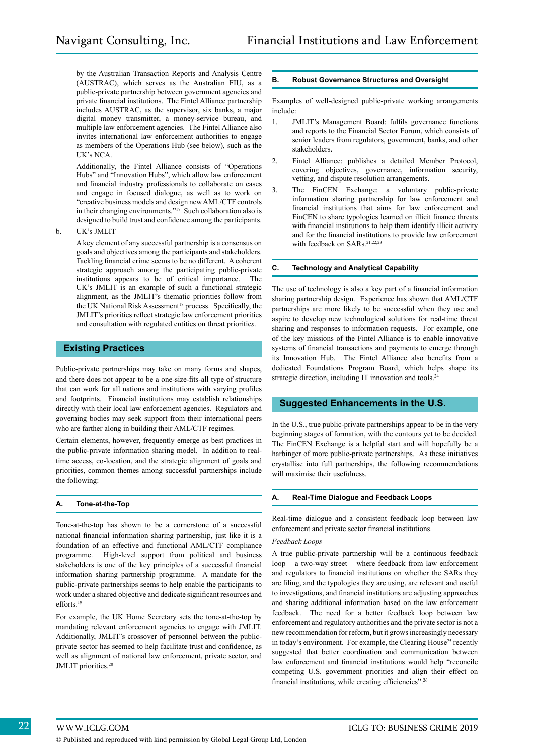by the Australian Transaction Reports and Analysis Centre (AUSTRAC), which serves as the Australian FIU, as a public-private partnership between government agencies and private financial institutions. The Fintel Alliance partnership includes AUSTRAC, as the supervisor, six banks, a major digital money transmitter, a money-service bureau, and multiple law enforcement agencies. The Fintel Alliance also invites international law enforcement authorities to engage as members of the Operations Hub (see below), such as the UK's NCA.

Additionally, the Fintel Alliance consists of "Operations Hubs" and "Innovation Hubs", which allow law enforcement and financial industry professionals to collaborate on cases and engage in focused dialogue, as well as to work on "creative business models and design new AML/CTF controls in their changing environments."[17] Such collaboration also is designed to build trust and confidence among the participants.

b. UK's JMLIT

A key element of any successful partnership is a consensus on goals and objectives among the participants and stakeholders. Tackling financial crime seems to be no different. A coherent strategic approach among the participating public-private institutions appears to be of critical importance. The UK's JMLIT is an example of such a functional strategic alignment, as the JMLIT's thematic priorities follow from the UK National Risk Assessment[18] process. Specifically, the JMLIT's priorities reflect strategic law enforcement priorities and consultation with regulated entities on threat priorities.

## Existing Practices

Public-private partnerships may take on many forms and shapes, and there does not appear to be a one-size-fits-all type of structure that can work for all nations and institutions with varying profiles and footprints. Financial institutions may establish relationships directly with their local law enforcement agencies. Regulators and governing bodies may seek support from their international peers who are farther along in building their AML/CTF regimes.

Certain elements, however, frequently emerge as best practices in the public-private information sharing model. In addition to real-time access, co-location, and the strategic alignment of goals and priorities, common themes among successful partnerships include the following:

### A. Tone-at-the-Top

Tone-at-the-top has shown to be a cornerstone of a successful national financial information sharing partnership, just like it is a foundation of an effective and functional AML/CTF compliance programme. High-level support from political and business stakeholders is one of the key principles of a successful financial information sharing partnership programme. A mandate for the public-private partnerships seems to help enable the participants to work under a shared objective and dedicate significant resources and efforts.[19]

For example, the UK Home Secretary sets the tone-at-the-top by mandating relevant enforcement agencies to engage with JMLIT. Additionally, JMLIT's crossover of personnel between the public-private sector has seemed to help facilitate trust and confidence, as well as alignment of national law enforcement, private sector, and JMLIT priorities.[20]

### B. Robust Governance Structures and Oversight

Examples of well-designed public-private working arrangements include:

1. JMLIT's Management Board: fulfils governance functions and reports to the Financial Sector Forum, which consists of senior leaders from regulators, government, banks, and other stakeholders.
2. Fintel Alliance: publishes a detailed Member Protocol, covering objectives, governance, information security, vetting, and dispute resolution arrangements.
3. The FinCEN Exchange: a voluntary public-private information sharing partnership for law enforcement and financial institutions that aims for law enforcement and FinCEN to share typologies learned on illicit finance threats with financial institutions to help them identify illicit activity and for the financial institutions to provide law enforcement with feedback on SARs.[21,22,23]

### C. Technology and Analytical Capability

The use of technology is also a key part of a financial information sharing partnership design. Experience has shown that AML/CTF partnerships are more likely to be successful when they use and aspire to develop new technological solutions for real-time threat sharing and responses to information requests. For example, one of the key missions of the Fintel Alliance is to enable innovative systems of financial transactions and payments to emerge through its Innovation Hub. The Fintel Alliance also benefits from a dedicated Foundations Program Board, which helps shape its strategic direction, including IT innovation and tools.[24]

## Suggested Enhancements in the U.S.

In the U.S., true public-private partnerships appear to be in the very beginning stages of formation, with the contours yet to be decided. The FinCEN Exchange is a helpful start and will hopefully be a harbinger of more public-private partnerships. As these initiatives crystallise into full partnerships, the following recommendations will maximise their usefulness.

### A. Real-Time Dialogue and Feedback Loops

Real-time dialogue and a consistent feedback loop between law enforcement and private sector financial institutions.

*Feedback Loops*

A true public-private partnership will be a continuous feedback loop – a two-way street – where feedback from law enforcement and regulators to financial institutions on whether the SARs they are filing, and the typologies they are using, are relevant and useful to investigations, and financial institutions are adjusting approaches and sharing additional information based on the law enforcement feedback. The need for a better feedback loop between law enforcement and regulatory authorities and the private sector is not a new recommendation for reform, but it grows increasingly necessary in today's environment. For example, the Clearing House[25] recently suggested that better coordination and communication between law enforcement and financial institutions would help "reconcile competing U.S. government priorities and align their effect on financial institutions, while creating efficiencies".[26]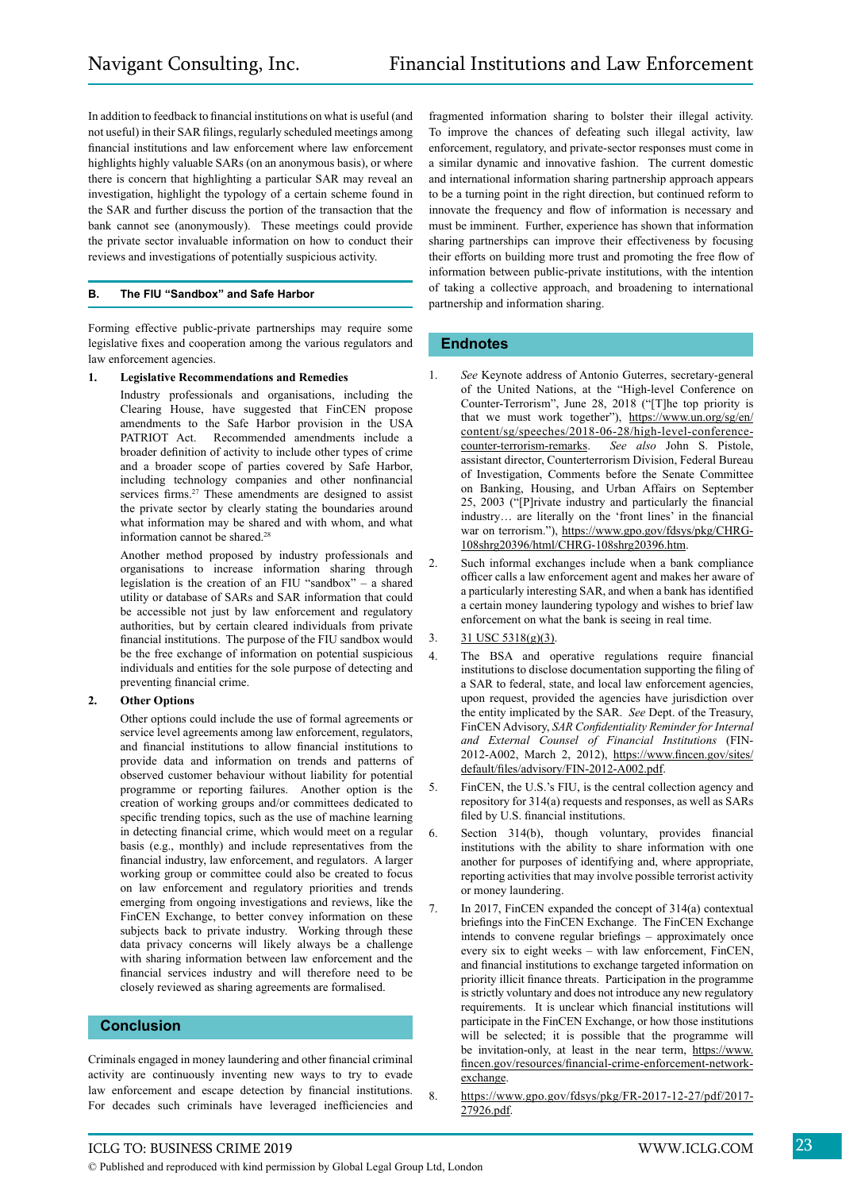In addition to feedback to financial institutions on what is useful (and not useful) in their SAR filings, regularly scheduled meetings among financial institutions and law enforcement where law enforcement highlights highly valuable SARs (on an anonymous basis), or where there is concern that highlighting a particular SAR may reveal an investigation, highlight the typology of a certain scheme found in the SAR and further discuss the portion of the transaction that the bank cannot see (anonymously). These meetings could provide the private sector invaluable information on how to conduct their reviews and investigations of potentially suspicious activity.

### B. The FIU "Sandbox" and Safe Harbor

Forming effective public-private partnerships may require some legislative fixes and cooperation among the various regulators and law enforcement agencies.

**1. Legislative Recommendations and Remedies**

Industry professionals and organisations, including the Clearing House, have suggested that FinCEN propose amendments to the Safe Harbor provision in the USA PATRIOT Act. Recommended amendments include a broader definition of activity to include other types of crime and a broader scope of parties covered by Safe Harbor, including technology companies and other nonfinancial services firms.[27] These amendments are designed to assist the private sector by clearly stating the boundaries around what information may be shared and with whom, and what information cannot be shared.[28]

Another method proposed by industry professionals and organisations to increase information sharing through legislation is the creation of an FIU "sandbox" – a shared utility or database of SARs and SAR information that could be accessible not just by law enforcement and regulatory authorities, but by certain cleared individuals from private financial institutions. The purpose of the FIU sandbox would be the free exchange of information on potential suspicious individuals and entities for the sole purpose of detecting and preventing financial crime.

**2. Other Options**

Other options could include the use of formal agreements or service level agreements among law enforcement, regulators, and financial institutions to allow financial institutions to provide data and information on trends and patterns of observed customer behaviour without liability for potential programme or reporting failures. Another option is the creation of working groups and/or committees dedicated to specific trending topics, such as the use of machine learning in detecting financial crime, which would meet on a regular basis (e.g., monthly) and include representatives from the financial industry, law enforcement, and regulators. A larger working group or committee could also be created to focus on law enforcement and regulatory priorities and trends emerging from ongoing investigations and reviews, like the FinCEN Exchange, to better convey information on these subjects back to private industry. Working through these data privacy concerns will likely always be a challenge with sharing information between law enforcement and the financial services industry and will therefore need to be closely reviewed as sharing agreements are formalised.

## Conclusion

Criminals engaged in money laundering and other financial criminal activity are continuously inventing new ways to try to evade law enforcement and escape detection by financial institutions. For decades such criminals have leveraged inefficiencies and fragmented information sharing to bolster their illegal activity. To improve the chances of defeating such illegal activity, law enforcement, regulatory, and private-sector responses must come in a similar dynamic and innovative fashion. The current domestic and international information sharing partnership approach appears to be a turning point in the right direction, but continued reform to innovate the frequency and flow of information is necessary and must be imminent. Further, experience has shown that information sharing partnerships can improve their effectiveness by focusing their efforts on building more trust and promoting the free flow of information between public-private institutions, with the intention of taking a collective approach, and broadening to international partnership and information sharing.

## Endnotes

1. *See* Keynote address of Antonio Guterres, secretary-general of the United Nations, at the "High-level Conference on Counter-Terrorism", June 28, 2018 ("[T]he top priority is that we must work together"), https://www.un.org/sg/en/content/sg/speeches/2018-06-28/high-level-conference-counter-terrorism-remarks. *See also* John S. Pistole, assistant director, Counterterrorism Division, Federal Bureau of Investigation, Comments before the Senate Committee on Banking, Housing, and Urban Affairs on September 25, 2003 ("[P]rivate industry and particularly the financial industry… are literally on the 'front lines' in the financial war on terrorism."), https://www.gpo.gov/fdsys/pkg/CHRG-108shrg20396/html/CHRG-108shrg20396.htm.
2. Such informal exchanges include when a bank compliance officer calls a law enforcement agent and makes her aware of a particularly interesting SAR, and when a bank has identified a certain money laundering typology and wishes to brief law enforcement on what the bank is seeing in real time.
3. 31 USC 5318(g)(3).
4. The BSA and operative regulations require financial institutions to disclose documentation supporting the filing of a SAR to federal, state, and local law enforcement agencies, upon request, provided the agencies have jurisdiction over the entity implicated by the SAR. *See* Dept. of the Treasury, FinCEN Advisory, *SAR Confidentiality Reminder for Internal and External Counsel of Financial Institutions* (FIN-2012-A002, March 2, 2012), https://www.fincen.gov/sites/default/files/advisory/FIN-2012-A002.pdf.
5. FinCEN, the U.S.'s FIU, is the central collection agency and repository for 314(a) requests and responses, as well as SARs filed by U.S. financial institutions.
6. Section 314(b), though voluntary, provides financial institutions with the ability to share information with one another for purposes of identifying and, where appropriate, reporting activities that may involve possible terrorist activity or money laundering.
7. In 2017, FinCEN expanded the concept of 314(a) contextual briefings into the FinCEN Exchange. The FinCEN Exchange intends to convene regular briefings – approximately once every six to eight weeks – with law enforcement, FinCEN, and financial institutions to exchange targeted information on priority illicit finance threats. Participation in the programme is strictly voluntary and does not introduce any new regulatory requirements. It is unclear which financial institutions will participate in the FinCEN Exchange, or how those institutions will be selected; it is possible that the programme will be invitation-only, at least in the near term, https://www.fincen.gov/resources/financial-crime-enforcement-network-exchange.
8. https://www.gpo.gov/fdsys/pkg/FR-2017-12-27/pdf/2017-27926.pdf.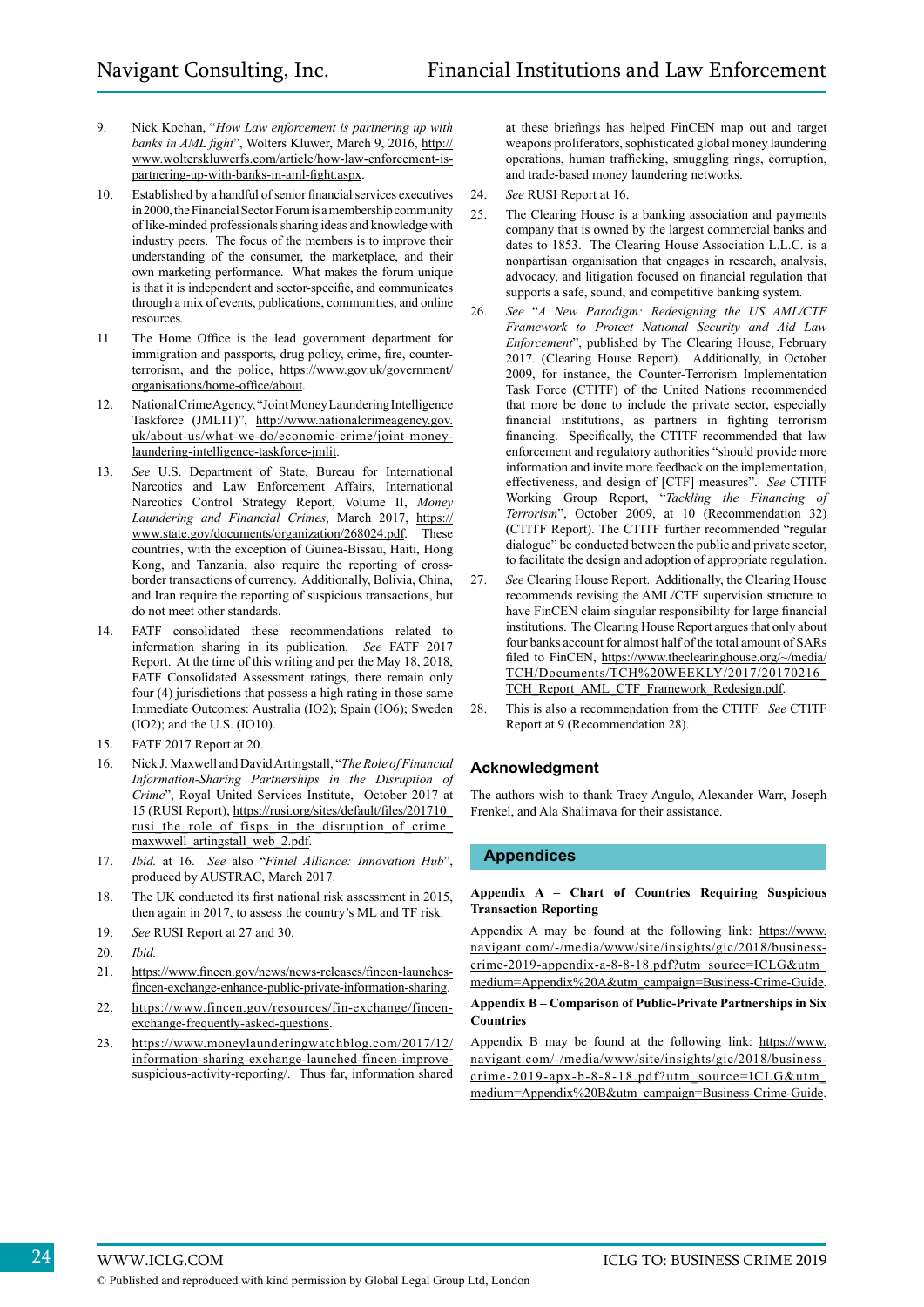9. Nick Kochan, "*How Law enforcement is partnering up with banks in AML fight*", Wolters Kluwer, March 9, 2016, http://www.wolterskluwerfs.com/article/how-law-enforcement-is-partnering-up-with-banks-in-aml-fight.aspx.
10. Established by a handful of senior financial services executives in 2000, the Financial Sector Forum is a membership community of like-minded professionals sharing ideas and knowledge with industry peers. The focus of the members is to improve their understanding of the consumer, the marketplace, and their own marketing performance. What makes the forum unique is that it is independent and sector-specific, and communicates through a mix of events, publications, communities, and online resources.
11. The Home Office is the lead government department for immigration and passports, drug policy, crime, fire, counter-terrorism, and the police, https://www.gov.uk/government/organisations/home-office/about.
12. National Crime Agency, "Joint Money Laundering Intelligence Taskforce (JMLIT)", http://www.nationalcrimeagency.gov.uk/about-us/what-we-do/economic-crime/joint-money-laundering-intelligence-taskforce-jmlit.
13. *See* U.S. Department of State, Bureau for International Narcotics and Law Enforcement Affairs, International Narcotics Control Strategy Report, Volume II, *Money Laundering and Financial Crimes*, March 2017, https://www.state.gov/documents/organization/268024.pdf. These countries, with the exception of Guinea-Bissau, Haiti, Hong Kong, and Tanzania, also require the reporting of cross-border transactions of currency. Additionally, Bolivia, China, and Iran require the reporting of suspicious transactions, but do not meet other standards.
14. FATF consolidated these recommendations related to information sharing in its publication. *See* FATF 2017 Report. At the time of this writing and per the May 18, 2018, FATF Consolidated Assessment ratings, there remain only four (4) jurisdictions that possess a high rating in those same Immediate Outcomes: Australia (IO2); Spain (IO6); Sweden (IO2); and the U.S. (IO10).
15. FATF 2017 Report at 20.
16. Nick J. Maxwell and David Artingstall, "*The Role of Financial Information-Sharing Partnerships in the Disruption of Crime*", Royal United Services Institute, October 2017 at 15 (RUSI Report), https://rusi.org/sites/default/files/201710_rusi_the_role_of_fisps_in_the_disruption_of_crime_maxwwell_artingstall_web_2.pdf.
17. *Ibid.* at 16. *See* also "*Fintel Alliance: Innovation Hub*", produced by AUSTRAC, March 2017.
18. The UK conducted its first national risk assessment in 2015, then again in 2017, to assess the country's ML and TF risk.
19. *See* RUSI Report at 27 and 30.
20. *Ibid.*
21. https://www.fincen.gov/news/news-releases/fincen-launches-fincen-exchange-enhance-public-private-information-sharing.
22. https://www.fincen.gov/resources/fin-exchange/fincen-exchange-frequently-asked-questions.
23. https://www.moneylaunderingwatchblog.com/2017/12/information-sharing-exchange-launched-fincen-improve-suspicious-activity-reporting/. Thus far, information shared at these briefings has helped FinCEN map out and target weapons proliferators, sophisticated global money laundering operations, human trafficking, smuggling rings, corruption, and trade-based money laundering networks.
24. *See* RUSI Report at 16.
25. The Clearing House is a banking association and payments company that is owned by the largest commercial banks and dates to 1853. The Clearing House Association L.L.C. is a nonpartisan organisation that engages in research, analysis, advocacy, and litigation focused on financial regulation that supports a safe, sound, and competitive banking system.
26. *See* "*A New Paradigm: Redesigning the US AML/CTF Framework to Protect National Security and Aid Law Enforcement*", published by The Clearing House, February 2017. (Clearing House Report). Additionally, in October 2009, for instance, the Counter-Terrorism Implementation Task Force (CTITF) of the United Nations recommended that more be done to include the private sector, especially financial institutions, as partners in fighting terrorism financing. Specifically, the CTITF recommended that law enforcement and regulatory authorities "should provide more information and invite more feedback on the implementation, effectiveness, and design of [CTF] measures". *See* CTITF Working Group Report, "*Tackling the Financing of Terrorism*", October 2009, at 10 (Recommendation 32) (CTITF Report). The CTITF further recommended "regular dialogue" be conducted between the public and private sector, to facilitate the design and adoption of appropriate regulation.
27. *See* Clearing House Report. Additionally, the Clearing House recommends revising the AML/CTF supervision structure to have FinCEN claim singular responsibility for large financial institutions. The Clearing House Report argues that only about four banks account for almost half of the total amount of SARs filed to FinCEN, https://www.theclearinghouse.org/~/media/TCH/Documents/TCH%20WEEKLY/2017/20170216_TCH_Report_AML_CTF_Framework_Redesign.pdf.
28. This is also a recommendation from the CTITF. *See* CTITF Report at 9 (Recommendation 28).

## Acknowledgment

The authors wish to thank Tracy Angulo, Alexander Warr, Joseph Frenkel, and Ala Shalimava for their assistance.

## Appendices

**Appendix A – Chart of Countries Requiring Suspicious Transaction Reporting**

Appendix A may be found at the following link: https://www.navigant.com/-/media/www/site/insights/gic/2018/business-crime-2019-appendix-a-8-8-18.pdf?utm_source=ICLG&utm_medium=Appendix%20A&utm_campaign=Business-Crime-Guide.

**Appendix B – Comparison of Public-Private Partnerships in Six Countries**

Appendix B may be found at the following link: https://www.navigant.com/-/media/www/site/insights/gic/2018/business-crime-2019-apx-b-8-8-18.pdf?utm_source=ICLG&utm_medium=Appendix%20B&utm_campaign=Business-Crime-Guide.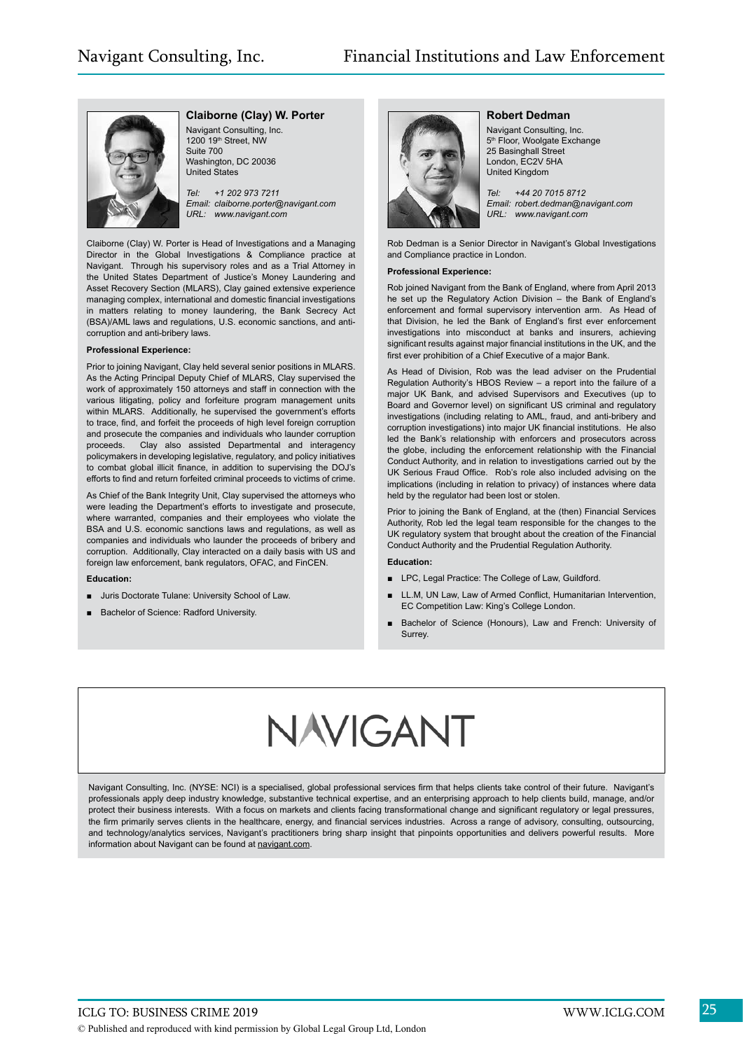## Claiborne (Clay) W. Porter

Navigant Consulting, Inc.
1200 19th Street, NW
Suite 700
Washington, DC 20036
United States

*Tel: +1 202 973 7211*
*Email: claiborne.porter@navigant.com*
*URL: www.navigant.com*

Claiborne (Clay) W. Porter is Head of Investigations and a Managing Director in the Global Investigations & Compliance practice at Navigant. Through his supervisory roles and as a Trial Attorney in the United States Department of Justice's Money Laundering and Asset Recovery Section (MLARS), Clay gained extensive experience managing complex, international and domestic financial investigations in matters relating to money laundering, the Bank Secrecy Act (BSA)/AML laws and regulations, U.S. economic sanctions, and anti-corruption and anti-bribery laws.

**Professional Experience:**

Prior to joining Navigant, Clay held several senior positions in MLARS. As the Acting Principal Deputy Chief of MLARS, Clay supervised the work of approximately 150 attorneys and staff in connection with the various litigating, policy and forfeiture program management units within MLARS. Additionally, he supervised the government's efforts to trace, find, and forfeit the proceeds of high level foreign corruption and prosecute the companies and individuals who launder corruption proceeds. Clay also assisted Departmental and interagency policymakers in developing legislative, regulatory, and policy initiatives to combat global illicit finance, in addition to supervising the DOJ's efforts to find and return forfeited criminal proceeds to victims of crime.

As Chief of the Bank Integrity Unit, Clay supervised the attorneys who were leading the Department's efforts to investigate and prosecute, where warranted, companies and their employees who violate the BSA and U.S. economic sanctions laws and regulations, as well as companies and individuals who launder the proceeds of bribery and corruption. Additionally, Clay interacted on a daily basis with US and foreign law enforcement, bank regulators, OFAC, and FinCEN.

**Education:**

- Juris Doctorate Tulane: University School of Law.
- Bachelor of Science: Radford University.

## Robert Dedman

Navigant Consulting, Inc.
5th Floor, Woolgate Exchange
25 Basinghall Street
London, EC2V 5HA
United Kingdom

*Tel: +44 20 7015 8712*
*Email: robert.dedman@navigant.com*
*URL: www.navigant.com*

Rob Dedman is a Senior Director in Navigant's Global Investigations and Compliance practice in London.

**Professional Experience:**

Rob joined Navigant from the Bank of England, where from April 2013 he set up the Regulatory Action Division – the Bank of England's enforcement and formal supervisory intervention arm. As Head of that Division, he led the Bank of England's first ever enforcement investigations into misconduct at banks and insurers, achieving significant results against major financial institutions in the UK, and the first ever prohibition of a Chief Executive of a major Bank.

As Head of Division, Rob was the lead adviser on the Prudential Regulation Authority's HBOS Review – a report into the failure of a major UK Bank, and advised Supervisors and Executives (up to Board and Governor level) on significant US criminal and regulatory investigations (including relating to AML, fraud, and anti-bribery and corruption investigations) into major UK financial institutions. He also led the Bank's relationship with enforcers and prosecutors across the globe, including the enforcement relationship with the Financial Conduct Authority, and in relation to investigations carried out by the UK Serious Fraud Office. Rob's role also included advising on the implications (including in relation to privacy) of instances where data held by the regulator had been lost or stolen.

Prior to joining the Bank of England, at the (then) Financial Services Authority, Rob led the legal team responsible for the changes to the UK regulatory system that brought about the creation of the Financial Conduct Authority and the Prudential Regulation Authority.

**Education:**

- LPC, Legal Practice: The College of Law, Guildford.
- LL.M, UN Law, Law of Armed Conflict, Humanitarian Intervention, EC Competition Law: King's College London.
- Bachelor of Science (Honours), Law and French: University of Surrey.

NAVIGANT

Navigant Consulting, Inc. (NYSE: NCI) is a specialised, global professional services firm that helps clients take control of their future. Navigant's professionals apply deep industry knowledge, substantive technical expertise, and an enterprising approach to help clients build, manage, and/or protect their business interests. With a focus on markets and clients facing transformational change and significant regulatory or legal pressures, the firm primarily serves clients in the healthcare, energy, and financial services industries. Across a range of advisory, consulting, outsourcing, and technology/analytics services, Navigant's practitioners bring sharp insight that pinpoints opportunities and delivers powerful results. More information about Navigant can be found at navigant.com.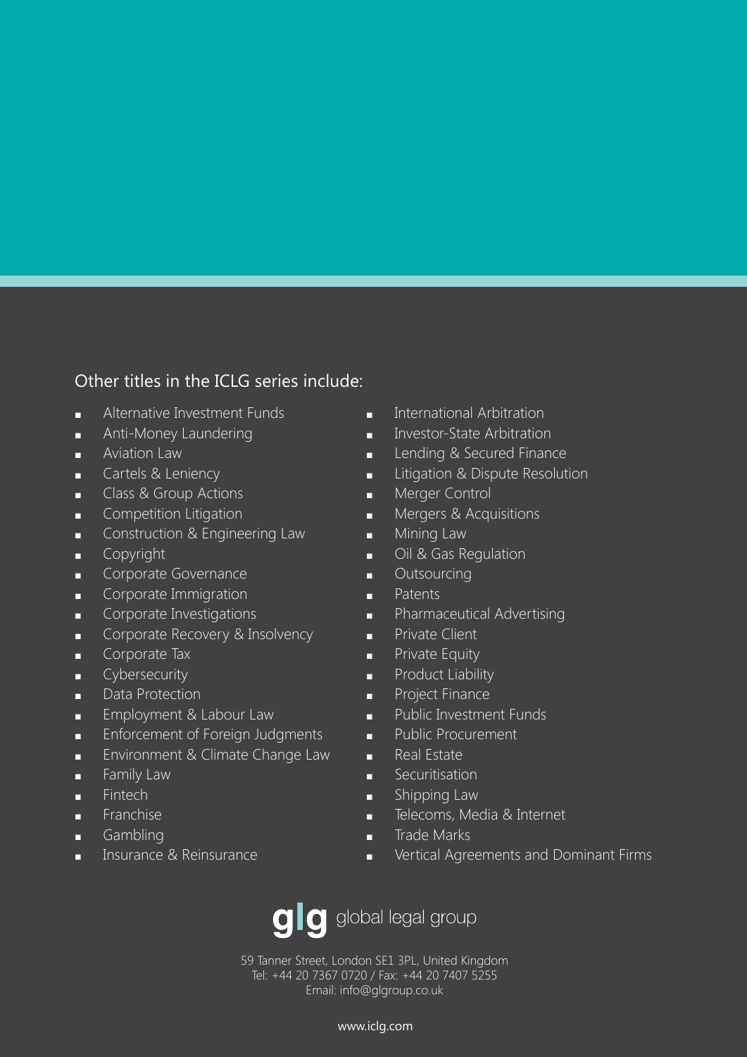Other titles in the ICLG series include:

- Alternative Investment Funds
- Anti-Money Laundering
- Aviation Law
- Cartels & Leniency
- Class & Group Actions
- Competition Litigation
- Construction & Engineering Law
- Copyright
- Corporate Governance
- Corporate Immigration
- Corporate Investigations
- Corporate Recovery & Insolvency
- Corporate Tax
- Cybersecurity
- Data Protection
- Employment & Labour Law
- Enforcement of Foreign Judgments
- Environment & Climate Change Law
- Family Law
- Fintech
- Franchise
- Gambling
- Insurance & Reinsurance
- International Arbitration
- Investor-State Arbitration
- Lending & Secured Finance
- Litigation & Dispute Resolution
- Merger Control
- Mergers & Acquisitions
- Mining Law
- Oil & Gas Regulation
- Outsourcing
- Patents
- Pharmaceutical Advertising
- Private Client
- Private Equity
- Product Liability
- Project Finance
- Public Investment Funds
- Public Procurement
- Real Estate
- Securitisation
- Shipping Law
- Telecoms, Media & Internet
- Trade Marks
- Vertical Agreements and Dominant Firms

glg global legal group

59 Tanner Street, London SE1 3PL, United Kingdom
Tel: +44 20 7367 0720 / Fax: +44 20 7407 5255
Email: info@glgroup.co.uk

www.iclg.com